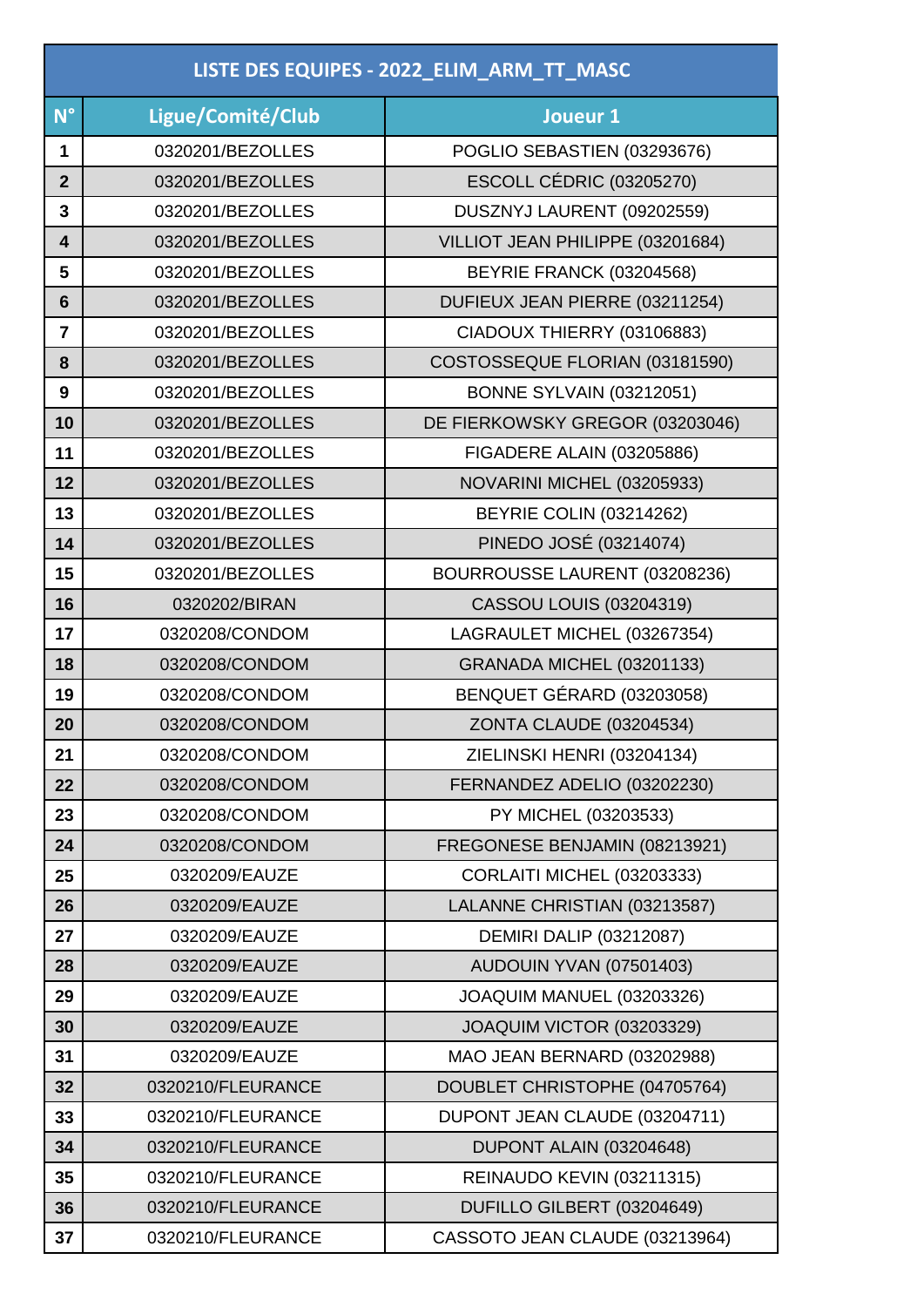| LISTE DES EQUIPES - 2022_ELIM_ARM_TT_MASC | | |
|---|---|---|
| N° | Ligue/Comité/Club | Joueur 1 |
| 1 | 0320201/BEZOLLES | POGLIO SEBASTIEN (03293676) |
| 2 | 0320201/BEZOLLES | ESCOLL CÉDRIC (03205270) |
| 3 | 0320201/BEZOLLES | DUSZNYJ LAURENT (09202559) |
| 4 | 0320201/BEZOLLES | VILLIOT JEAN PHILIPPE (03201684) |
| 5 | 0320201/BEZOLLES | BEYRIE FRANCK (03204568) |
| 6 | 0320201/BEZOLLES | DUFIEUX JEAN PIERRE (03211254) |
| 7 | 0320201/BEZOLLES | CIADOUX THIERRY (03106883) |
| 8 | 0320201/BEZOLLES | COSTOSSEQUE FLORIAN (03181590) |
| 9 | 0320201/BEZOLLES | BONNE SYLVAIN (03212051) |
| 10 | 0320201/BEZOLLES | DE FIERKOWSKY GREGOR (03203046) |
| 11 | 0320201/BEZOLLES | FIGADERE ALAIN (03205886) |
| 12 | 0320201/BEZOLLES | NOVARINI MICHEL (03205933) |
| 13 | 0320201/BEZOLLES | BEYRIE COLIN (03214262) |
| 14 | 0320201/BEZOLLES | PINEDO JOSÉ (03214074) |
| 15 | 0320201/BEZOLLES | BOURROUSSE LAURENT (03208236) |
| 16 | 0320202/BIRAN | CASSOU LOUIS (03204319) |
| 17 | 0320208/CONDOM | LAGRAULET MICHEL (03267354) |
| 18 | 0320208/CONDOM | GRANADA MICHEL (03201133) |
| 19 | 0320208/CONDOM | BENQUET GÉRARD (03203058) |
| 20 | 0320208/CONDOM | ZONTA CLAUDE (03204534) |
| 21 | 0320208/CONDOM | ZIELINSKI HENRI (03204134) |
| 22 | 0320208/CONDOM | FERNANDEZ ADELIO (03202230) |
| 23 | 0320208/CONDOM | PY MICHEL (03203533) |
| 24 | 0320208/CONDOM | FREGONESE BENJAMIN (08213921) |
| 25 | 0320209/EAUZE | CORLAITI MICHEL (03203333) |
| 26 | 0320209/EAUZE | LALANNE CHRISTIAN (03213587) |
| 27 | 0320209/EAUZE | DEMIRI DALIP (03212087) |
| 28 | 0320209/EAUZE | AUDOUIN YVAN (07501403) |
| 29 | 0320209/EAUZE | JOAQUIM MANUEL (03203326) |
| 30 | 0320209/EAUZE | JOAQUIM VICTOR (03203329) |
| 31 | 0320209/EAUZE | MAO JEAN BERNARD (03202988) |
| 32 | 0320210/FLEURANCE | DOUBLET CHRISTOPHE (04705764) |
| 33 | 0320210/FLEURANCE | DUPONT JEAN CLAUDE (03204711) |
| 34 | 0320210/FLEURANCE | DUPONT ALAIN (03204648) |
| 35 | 0320210/FLEURANCE | REINAUDO KEVIN (03211315) |
| 36 | 0320210/FLEURANCE | DUFILLO GILBERT (03204649) |
| 37 | 0320210/FLEURANCE | CASSOTO JEAN CLAUDE (03213964) |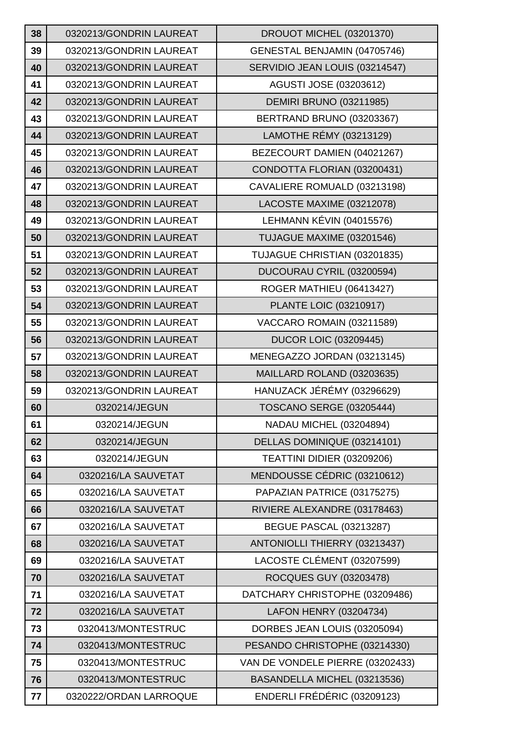| 38 | 0320213/GONDRIN LAUREAT | DROUOT MICHEL (03201370) |
|---|---|---|
| 39 | 0320213/GONDRIN LAUREAT | GENESTAL BENJAMIN (04705746) |
| 40 | 0320213/GONDRIN LAUREAT | SERVIDIO JEAN LOUIS (03214547) |
| 41 | 0320213/GONDRIN LAUREAT | AGUSTI JOSE (03203612) |
| 42 | 0320213/GONDRIN LAUREAT | DEMIRI BRUNO (03211985) |
| 43 | 0320213/GONDRIN LAUREAT | BERTRAND BRUNO (03203367) |
| 44 | 0320213/GONDRIN LAUREAT | LAMOTHE RÉMY (03213129) |
| 45 | 0320213/GONDRIN LAUREAT | BEZECOURT DAMIEN (04021267) |
| 46 | 0320213/GONDRIN LAUREAT | CONDOTTA FLORIAN (03200431) |
| 47 | 0320213/GONDRIN LAUREAT | CAVALIERE ROMUALD (03213198) |
| 48 | 0320213/GONDRIN LAUREAT | LACOSTE MAXIME (03212078) |
| 49 | 0320213/GONDRIN LAUREAT | LEHMANN KÉVIN (04015576) |
| 50 | 0320213/GONDRIN LAUREAT | TUJAGUE MAXIME (03201546) |
| 51 | 0320213/GONDRIN LAUREAT | TUJAGUE CHRISTIAN (03201835) |
| 52 | 0320213/GONDRIN LAUREAT | DUCOURAU CYRIL (03200594) |
| 53 | 0320213/GONDRIN LAUREAT | ROGER MATHIEU (06413427) |
| 54 | 0320213/GONDRIN LAUREAT | PLANTE LOIC (03210917) |
| 55 | 0320213/GONDRIN LAUREAT | VACCARO ROMAIN (03211589) |
| 56 | 0320213/GONDRIN LAUREAT | DUCOR LOIC (03209445) |
| 57 | 0320213/GONDRIN LAUREAT | MENEGAZZO JORDAN (03213145) |
| 58 | 0320213/GONDRIN LAUREAT | MAILLARD ROLAND (03203635) |
| 59 | 0320213/GONDRIN LAUREAT | HANUZACK JÉRÉMY (03296629) |
| 60 | 0320214/JEGUN | TOSCANO SERGE (03205444) |
| 61 | 0320214/JEGUN | NADAU MICHEL (03204894) |
| 62 | 0320214/JEGUN | DELLAS DOMINIQUE (03214101) |
| 63 | 0320214/JEGUN | TEATTINI DIDIER (03209206) |
| 64 | 0320216/LA SAUVETAT | MENDOUSSE CÉDRIC (03210612) |
| 65 | 0320216/LA SAUVETAT | PAPAZIAN PATRICE (03175275) |
| 66 | 0320216/LA SAUVETAT | RIVIERE ALEXANDRE (03178463) |
| 67 | 0320216/LA SAUVETAT | BEGUE PASCAL (03213287) |
| 68 | 0320216/LA SAUVETAT | ANTONIOLLI THIERRY (03213437) |
| 69 | 0320216/LA SAUVETAT | LACOSTE CLÉMENT (03207599) |
| 70 | 0320216/LA SAUVETAT | ROCQUES GUY (03203478) |
| 71 | 0320216/LA SAUVETAT | DATCHARY CHRISTOPHE (03209486) |
| 72 | 0320216/LA SAUVETAT | LAFON HENRY (03204734) |
| 73 | 0320413/MONTESTRUC | DORBES JEAN LOUIS (03205094) |
| 74 | 0320413/MONTESTRUC | PESANDO CHRISTOPHE (03214330) |
| 75 | 0320413/MONTESTRUC | VAN DE VONDELE PIERRE (03202433) |
| 76 | 0320413/MONTESTRUC | BASANDELLA MICHEL (03213536) |
| 77 | 0320222/ORDAN LARROQUE | ENDERLI FRÉDÉRIC (03209123) |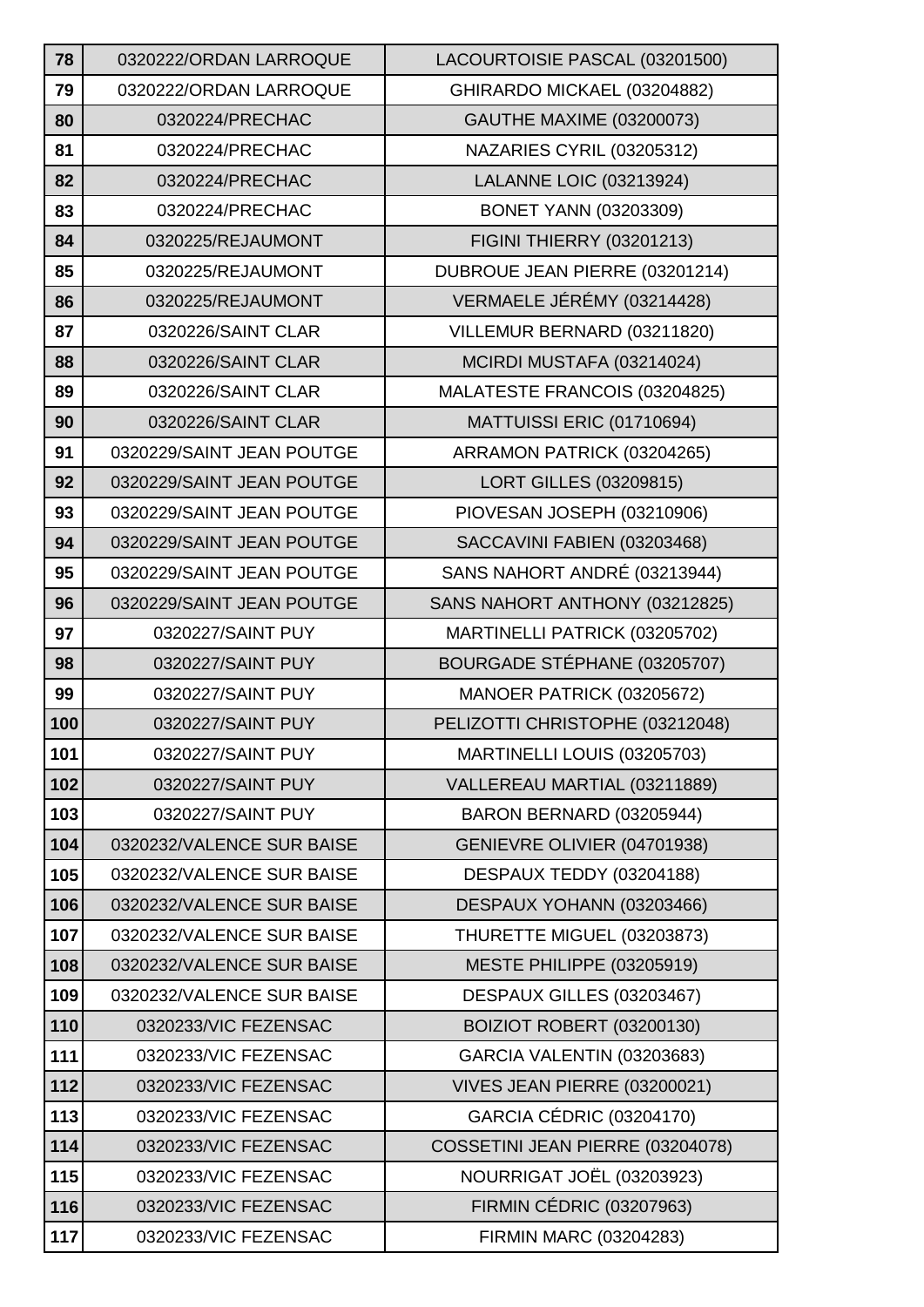| | | |
|---|---|---|
| 78 | 0320222/ORDAN LARROQUE | LACOURTOISIE PASCAL (03201500) |
| 79 | 0320222/ORDAN LARROQUE | GHIRARDO MICKAEL (03204882) |
| 80 | 0320224/PRECHAC | GAUTHE MAXIME (03200073) |
| 81 | 0320224/PRECHAC | NAZARIES CYRIL (03205312) |
| 82 | 0320224/PRECHAC | LALANNE LOIC (03213924) |
| 83 | 0320224/PRECHAC | BONET YANN (03203309) |
| 84 | 0320225/REJAUMONT | FIGINI THIERRY (03201213) |
| 85 | 0320225/REJAUMONT | DUBROUE JEAN PIERRE (03201214) |
| 86 | 0320225/REJAUMONT | VERMAELE JÉRÉMY (03214428) |
| 87 | 0320226/SAINT CLAR | VILLEMUR BERNARD (03211820) |
| 88 | 0320226/SAINT CLAR | MCIRDI MUSTAFA (03214024) |
| 89 | 0320226/SAINT CLAR | MALATESTE FRANCOIS (03204825) |
| 90 | 0320226/SAINT CLAR | MATTUISSI ERIC (01710694) |
| 91 | 0320229/SAINT JEAN POUTGE | ARRAMON PATRICK (03204265) |
| 92 | 0320229/SAINT JEAN POUTGE | LORT GILLES (03209815) |
| 93 | 0320229/SAINT JEAN POUTGE | PIOVESAN JOSEPH (03210906) |
| 94 | 0320229/SAINT JEAN POUTGE | SACCAVINI FABIEN (03203468) |
| 95 | 0320229/SAINT JEAN POUTGE | SANS NAHORT ANDRÉ (03213944) |
| 96 | 0320229/SAINT JEAN POUTGE | SANS NAHORT ANTHONY (03212825) |
| 97 | 0320227/SAINT PUY | MARTINELLI PATRICK (03205702) |
| 98 | 0320227/SAINT PUY | BOURGADE STÉPHANE (03205707) |
| 99 | 0320227/SAINT PUY | MANOER PATRICK (03205672) |
| 100 | 0320227/SAINT PUY | PELIZOTTI CHRISTOPHE (03212048) |
| 101 | 0320227/SAINT PUY | MARTINELLI LOUIS (03205703) |
| 102 | 0320227/SAINT PUY | VALLEREAU MARTIAL (03211889) |
| 103 | 0320227/SAINT PUY | BARON BERNARD (03205944) |
| 104 | 0320232/VALENCE SUR BAISE | GENIEVRE OLIVIER (04701938) |
| 105 | 0320232/VALENCE SUR BAISE | DESPAUX TEDDY (03204188) |
| 106 | 0320232/VALENCE SUR BAISE | DESPAUX YOHANN (03203466) |
| 107 | 0320232/VALENCE SUR BAISE | THURETTE MIGUEL (03203873) |
| 108 | 0320232/VALENCE SUR BAISE | MESTE PHILIPPE (03205919) |
| 109 | 0320232/VALENCE SUR BAISE | DESPAUX GILLES (03203467) |
| 110 | 0320233/VIC FEZENSAC | BOIZIOT ROBERT (03200130) |
| 111 | 0320233/VIC FEZENSAC | GARCIA VALENTIN (03203683) |
| 112 | 0320233/VIC FEZENSAC | VIVES JEAN PIERRE (03200021) |
| 113 | 0320233/VIC FEZENSAC | GARCIA CÉDRIC (03204170) |
| 114 | 0320233/VIC FEZENSAC | COSSETINI JEAN PIERRE (03204078) |
| 115 | 0320233/VIC FEZENSAC | NOURRIGAT JOËL (03203923) |
| 116 | 0320233/VIC FEZENSAC | FIRMIN CÉDRIC (03207963) |
| 117 | 0320233/VIC FEZENSAC | FIRMIN MARC (03204283) |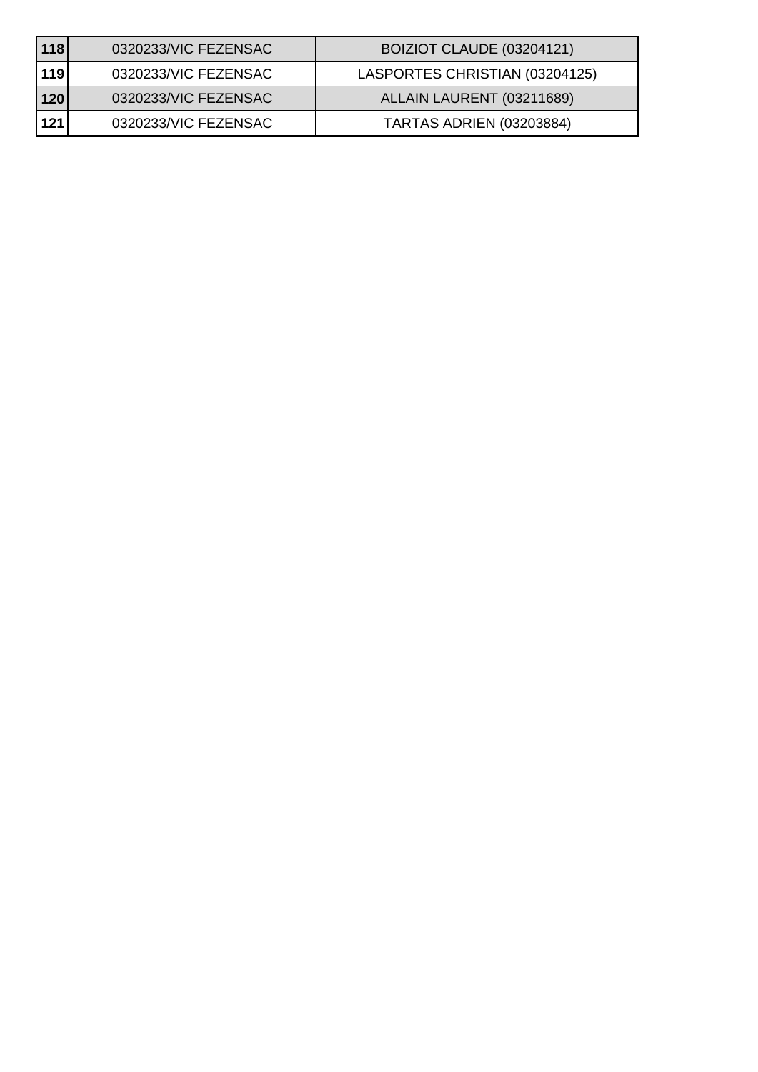| | | |
|---|---|---|
| **118** | 0320233/VIC FEZENSAC | BOIZIOT CLAUDE (03204121) |
| **119** | 0320233/VIC FEZENSAC | LASPORTES CHRISTIAN (03204125) |
| **120** | 0320233/VIC FEZENSAC | ALLAIN LAURENT (03211689) |
| **121** | 0320233/VIC FEZENSAC | TARTAS ADRIEN (03203884) |